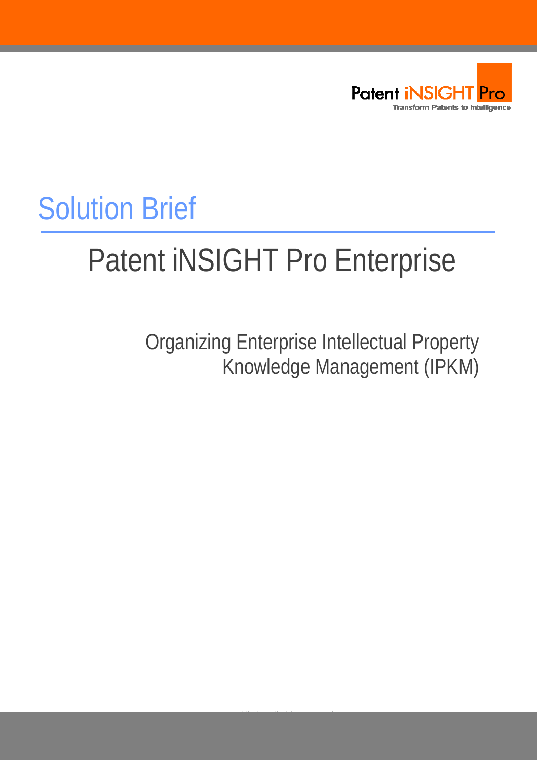Patent iNSIGHT Pro

Transform Patents to Intelligence

# Solution Brief

## Patent iNSIGHT Pro Enterprise

Organizing Enterprise Intellectual Property Knowledge Management (IPKM)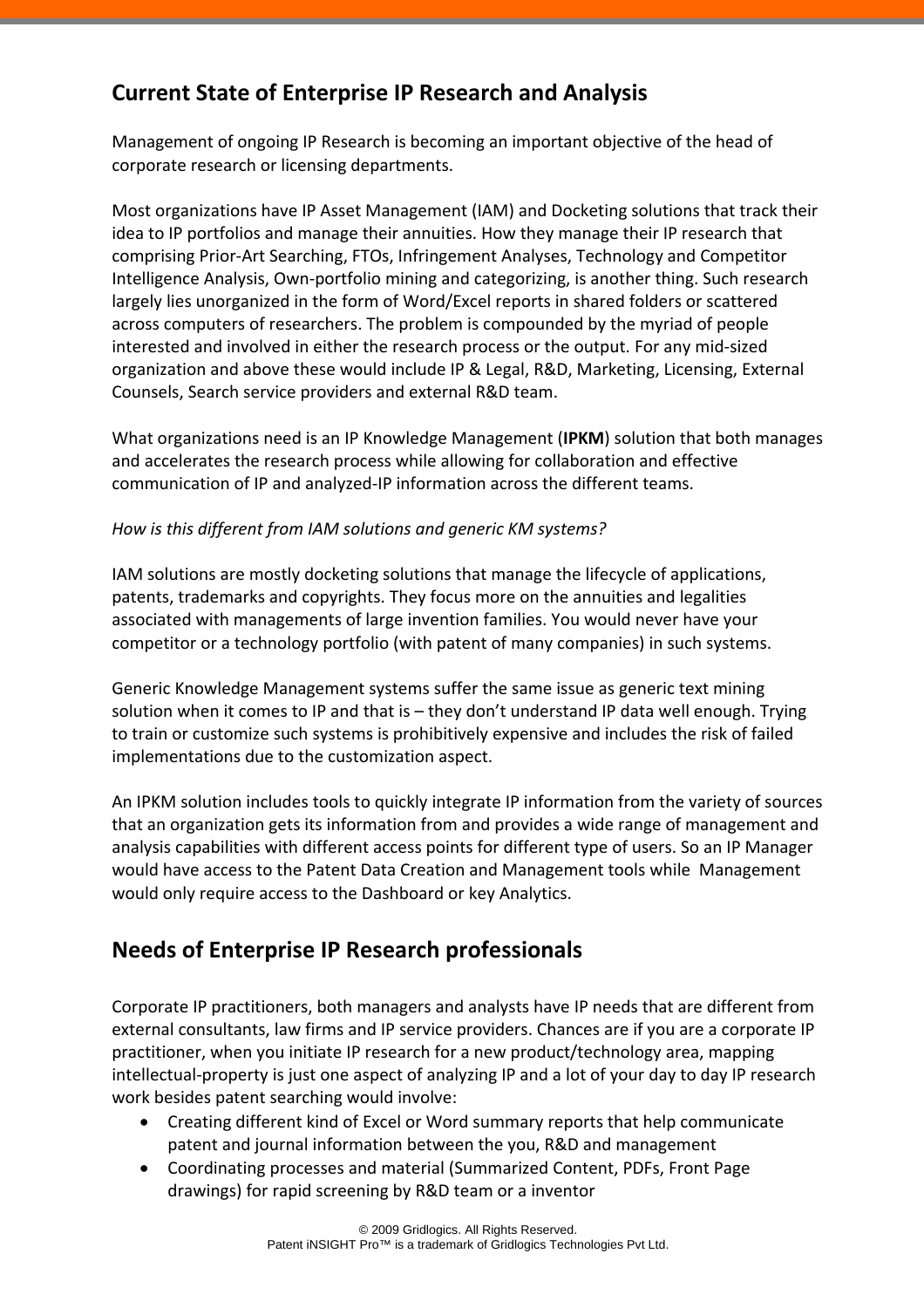## Current State of Enterprise IP Research and Analysis

Management of ongoing IP Research is becoming an important objective of the head of corporate research or licensing departments.

Most organizations have IP Asset Management (IAM) and Docketing solutions that track their idea to IP portfolios and manage their annuities. How they manage their IP research that comprising Prior-Art Searching, FTOs, Infringement Analyses, Technology and Competitor Intelligence Analysis, Own-portfolio mining and categorizing, is another thing. Such research largely lies unorganized in the form of Word/Excel reports in shared folders or scattered across computers of researchers. The problem is compounded by the myriad of people interested and involved in either the research process or the output. For any mid-sized organization and above these would include IP & Legal, R&D, Marketing, Licensing, External Counsels, Search service providers and external R&D team.

What organizations need is an IP Knowledge Management (**IPKM**) solution that both manages and accelerates the research process while allowing for collaboration and effective communication of IP and analyzed-IP information across the different teams.

*How is this different from IAM solutions and generic KM systems?*

IAM solutions are mostly docketing solutions that manage the lifecycle of applications, patents, trademarks and copyrights. They focus more on the annuities and legalities associated with managements of large invention families. You would never have your competitor or a technology portfolio (with patent of many companies) in such systems.

Generic Knowledge Management systems suffer the same issue as generic text mining solution when it comes to IP and that is – they don't understand IP data well enough. Trying to train or customize such systems is prohibitively expensive and includes the risk of failed implementations due to the customization aspect.

An IPKM solution includes tools to quickly integrate IP information from the variety of sources that an organization gets its information from and provides a wide range of management and analysis capabilities with different access points for different type of users. So an IP Manager would have access to the Patent Data Creation and Management tools while Management would only require access to the Dashboard or key Analytics.

## Needs of Enterprise IP Research professionals

Corporate IP practitioners, both managers and analysts have IP needs that are different from external consultants, law firms and IP service providers. Chances are if you are a corporate IP practitioner, when you initiate IP research for a new product/technology area, mapping intellectual-property is just one aspect of analyzing IP and a lot of your day to day IP research work besides patent searching would involve:

- Creating different kind of Excel or Word summary reports that help communicate patent and journal information between the you, R&D and management
- Coordinating processes and material (Summarized Content, PDFs, Front Page drawings) for rapid screening by R&D team or a inventor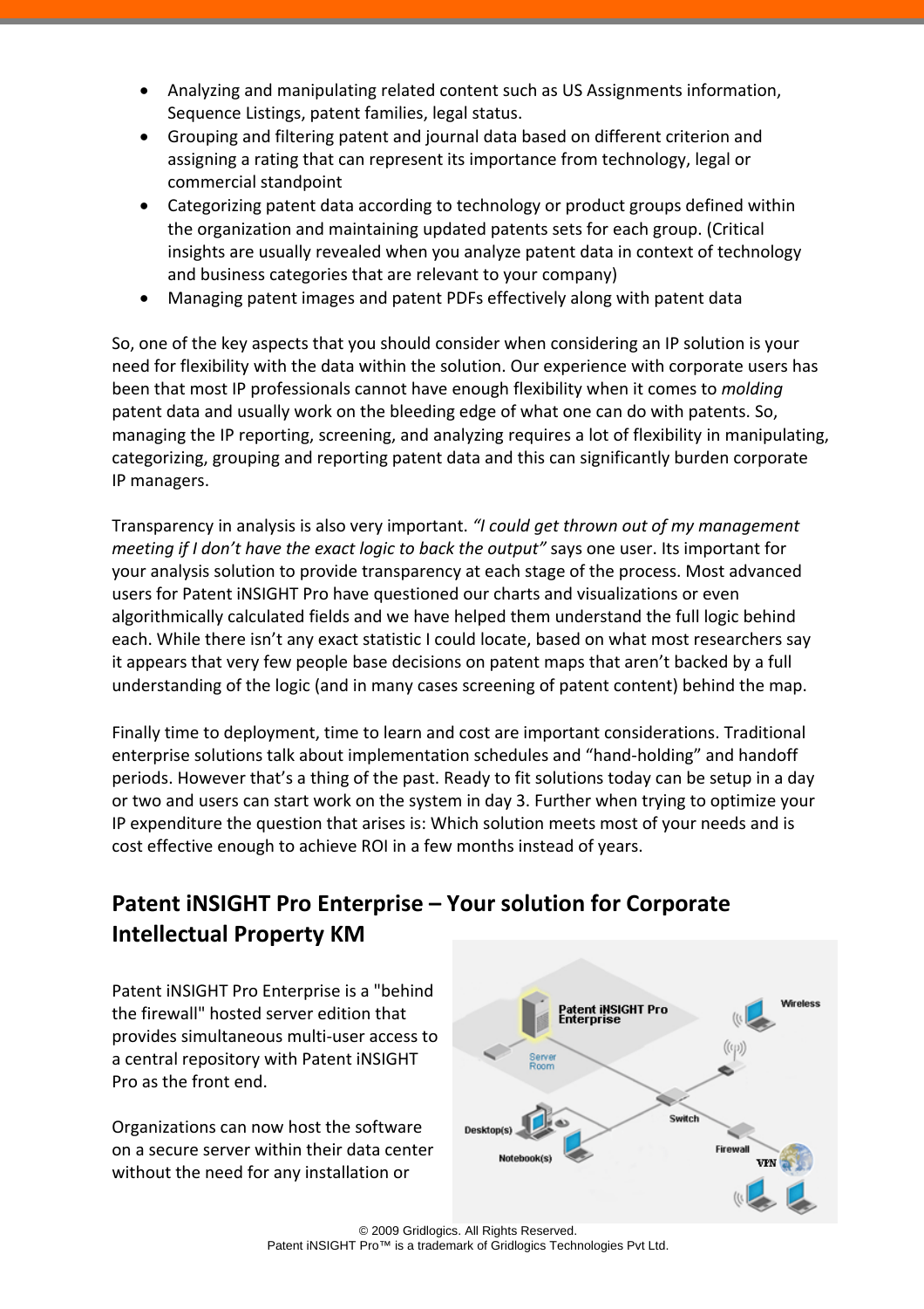- Analyzing and manipulating related content such as US Assignments information, Sequence Listings, patent families, legal status.
- Grouping and filtering patent and journal data based on different criterion and assigning a rating that can represent its importance from technology, legal or commercial standpoint
- Categorizing patent data according to technology or product groups defined within the organization and maintaining updated patents sets for each group. (Critical insights are usually revealed when you analyze patent data in context of technology and business categories that are relevant to your company)
- Managing patent images and patent PDFs effectively along with patent data

So, one of the key aspects that you should consider when considering an IP solution is your need for flexibility with the data within the solution. Our experience with corporate users has been that most IP professionals cannot have enough flexibility when it comes to *molding* patent data and usually work on the bleeding edge of what one can do with patents. So, managing the IP reporting, screening, and analyzing requires a lot of flexibility in manipulating, categorizing, grouping and reporting patent data and this can significantly burden corporate IP managers.

Transparency in analysis is also very important. *"I could get thrown out of my management meeting if I don't have the exact logic to back the output"* says one user. Its important for your analysis solution to provide transparency at each stage of the process. Most advanced users for Patent iNSIGHT Pro have questioned our charts and visualizations or even algorithmically calculated fields and we have helped them understand the full logic behind each. While there isn't any exact statistic I could locate, based on what most researchers say it appears that very few people base decisions on patent maps that aren't backed by a full understanding of the logic (and in many cases screening of patent content) behind the map.

Finally time to deployment, time to learn and cost are important considerations. Traditional enterprise solutions talk about implementation schedules and "hand-holding" and handoff periods. However that's a thing of the past. Ready to fit solutions today can be setup in a day or two and users can start work on the system in day 3. Further when trying to optimize your IP expenditure the question that arises is: Which solution meets most of your needs and is cost effective enough to achieve ROI in a few months instead of years.

## Patent iNSIGHT Pro Enterprise – Your solution for Corporate Intellectual Property KM

Patent iNSIGHT Pro Enterprise is a "behind the firewall" hosted server edition that provides simultaneous multi-user access to a central repository with Patent iNSIGHT Pro as the front end.

Organizations can now host the software on a secure server within their data center without the need for any installation or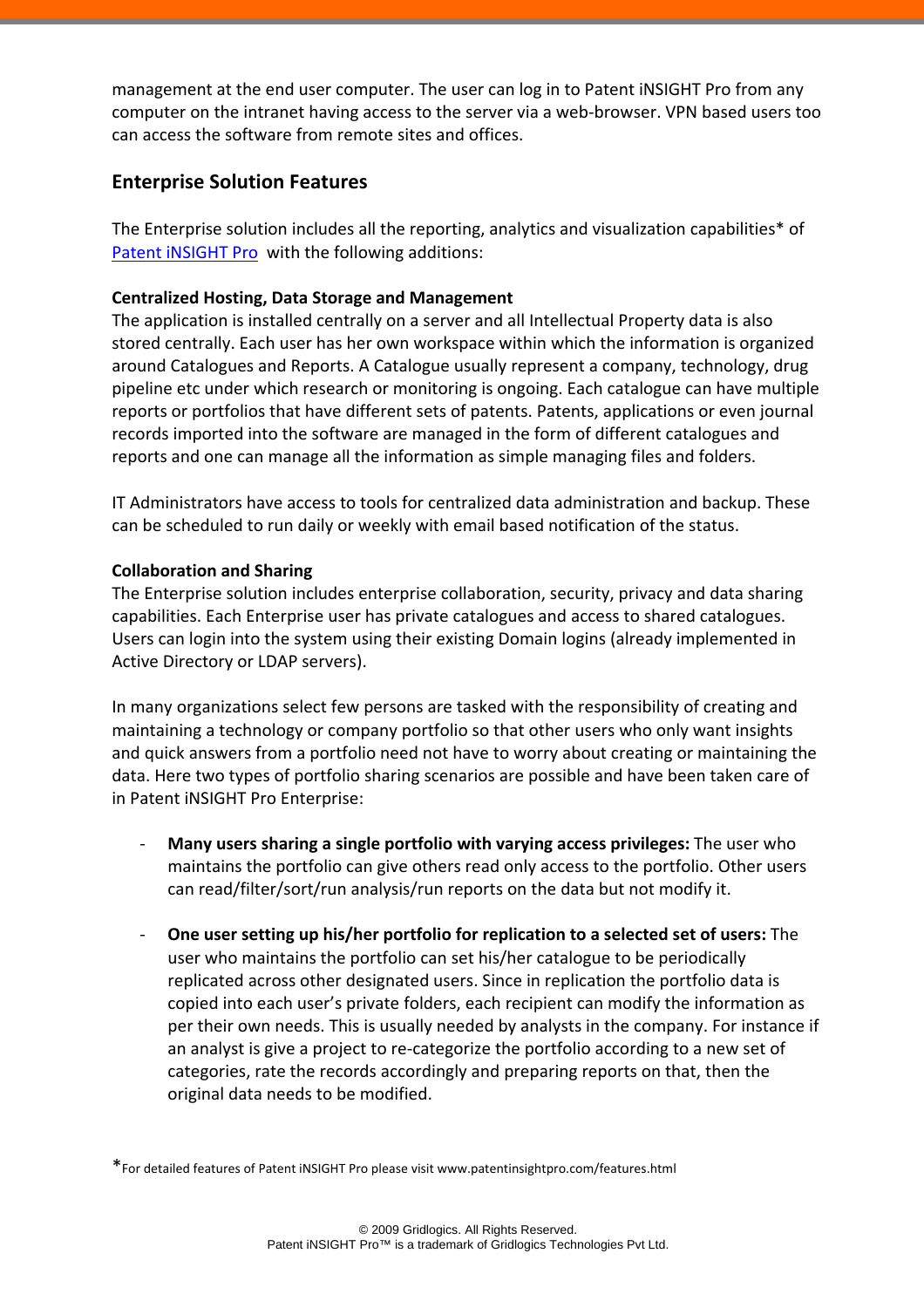management at the end user computer. The user can log in to Patent iNSIGHT Pro from any computer on the intranet having access to the server via a web-browser. VPN based users too can access the software from remote sites and offices.

## Enterprise Solution Features

The Enterprise solution includes all the reporting, analytics and visualization capabilities* of Patent iNSIGHT Pro with the following additions:

**Centralized Hosting, Data Storage and Management**

The application is installed centrally on a server and all Intellectual Property data is also stored centrally. Each user has her own workspace within which the information is organized around Catalogues and Reports. A Catalogue usually represent a company, technology, drug pipeline etc under which research or monitoring is ongoing. Each catalogue can have multiple reports or portfolios that have different sets of patents. Patents, applications or even journal records imported into the software are managed in the form of different catalogues and reports and one can manage all the information as simple managing files and folders.

IT Administrators have access to tools for centralized data administration and backup. These can be scheduled to run daily or weekly with email based notification of the status.

**Collaboration and Sharing**

The Enterprise solution includes enterprise collaboration, security, privacy and data sharing capabilities. Each Enterprise user has private catalogues and access to shared catalogues. Users can login into the system using their existing Domain logins (already implemented in Active Directory or LDAP servers).

In many organizations select few persons are tasked with the responsibility of creating and maintaining a technology or company portfolio so that other users who only want insights and quick answers from a portfolio need not have to worry about creating or maintaining the data. Here two types of portfolio sharing scenarios are possible and have been taken care of in Patent iNSIGHT Pro Enterprise:

- **Many users sharing a single portfolio with varying access privileges:** The user who maintains the portfolio can give others read only access to the portfolio. Other users can read/filter/sort/run analysis/run reports on the data but not modify it.

- **One user setting up his/her portfolio for replication to a selected set of users:** The user who maintains the portfolio can set his/her catalogue to be periodically replicated across other designated users. Since in replication the portfolio data is copied into each user's private folders, each recipient can modify the information as per their own needs. This is usually needed by analysts in the company. For instance if an analyst is give a project to re-categorize the portfolio according to a new set of categories, rate the records accordingly and preparing reports on that, then the original data needs to be modified.

*For detailed features of Patent iNSIGHT Pro please visit www.patentinsightpro.com/features.html

© 2009 Gridlogics. All Rights Reserved.
Patent iNSIGHT Pro™ is a trademark of Gridlogics Technologies Pvt Ltd.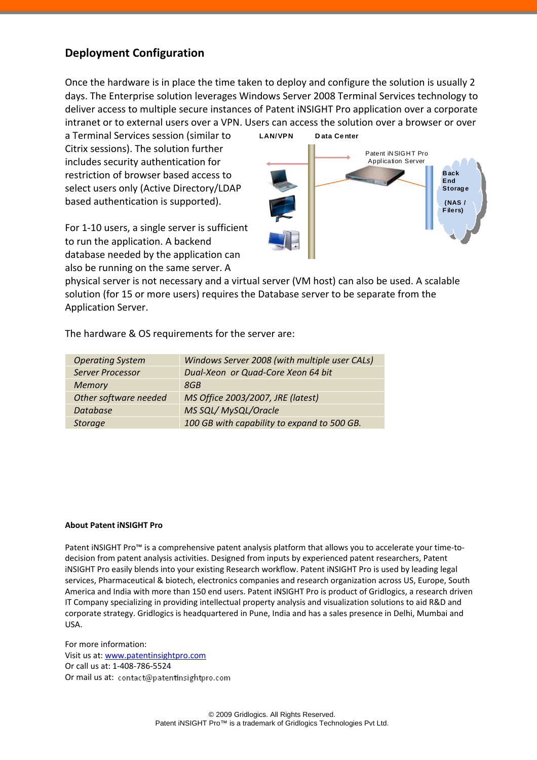## Deployment Configuration

Once the hardware is in place the time taken to deploy and configure the solution is usually 2 days. The Enterprise solution leverages Windows Server 2008 Terminal Services technology to deliver access to multiple secure instances of Patent iNSIGHT Pro application over a corporate intranet or to external users over a VPN. Users can access the solution over a browser or over a Terminal Services session (similar to Citrix sessions). The solution further includes security authentication for restriction of browser based access to select users only (Active Directory/LDAP based authentication is supported).

LAN/VPN

Data Center

Patent iNSIGHT Pro Application Server

Back End Storage

(NAS / Filers)

For 1-10 users, a single server is sufficient to run the application. A backend database needed by the application can also be running on the same server. A physical server is not necessary and a virtual server (VM host) can also be used. A scalable solution (for 15 or more users) requires the Database server to be separate from the Application Server.

The hardware & OS requirements for the server are:

| | |
|---|---|
| *Operating System* | *Windows Server 2008 (with multiple user CALs)* |
| *Server Processor* | *Dual-Xeon or Quad-Core Xeon 64 bit* |
| *Memory* | *8GB* |
| *Other software needed* | *MS Office 2003/2007, JRE (latest)* |
| *Database* | *MS SQL/ MySQL/Oracle* |
| *Storage* | *100 GB with capability to expand to 500 GB.* |

**About Patent iNSIGHT Pro**

Patent iNSIGHT Pro™ is a comprehensive patent analysis platform that allows you to accelerate your time-to-decision from patent analysis activities. Designed from inputs by experienced patent researchers, Patent iNSIGHT Pro easily blends into your existing Research workflow. Patent iNSIGHT Pro is used by leading legal services, Pharmaceutical & biotech, electronics companies and research organization across US, Europe, South America and India with more than 150 end users. Patent iNSIGHT Pro is product of Gridlogics, a research driven IT Company specializing in providing intellectual property analysis and visualization solutions to aid R&D and corporate strategy. Gridlogics is headquartered in Pune, India and has a sales presence in Delhi, Mumbai and USA.

For more information:
Visit us at: www.patentinsightpro.com
Or call us at: 1-408-786-5524
Or mail us at: contact@patentinsightpro.com

© 2009 Gridlogics. All Rights Reserved.
Patent iNSIGHT Pro™ is a trademark of Gridlogics Technologies Pvt Ltd.